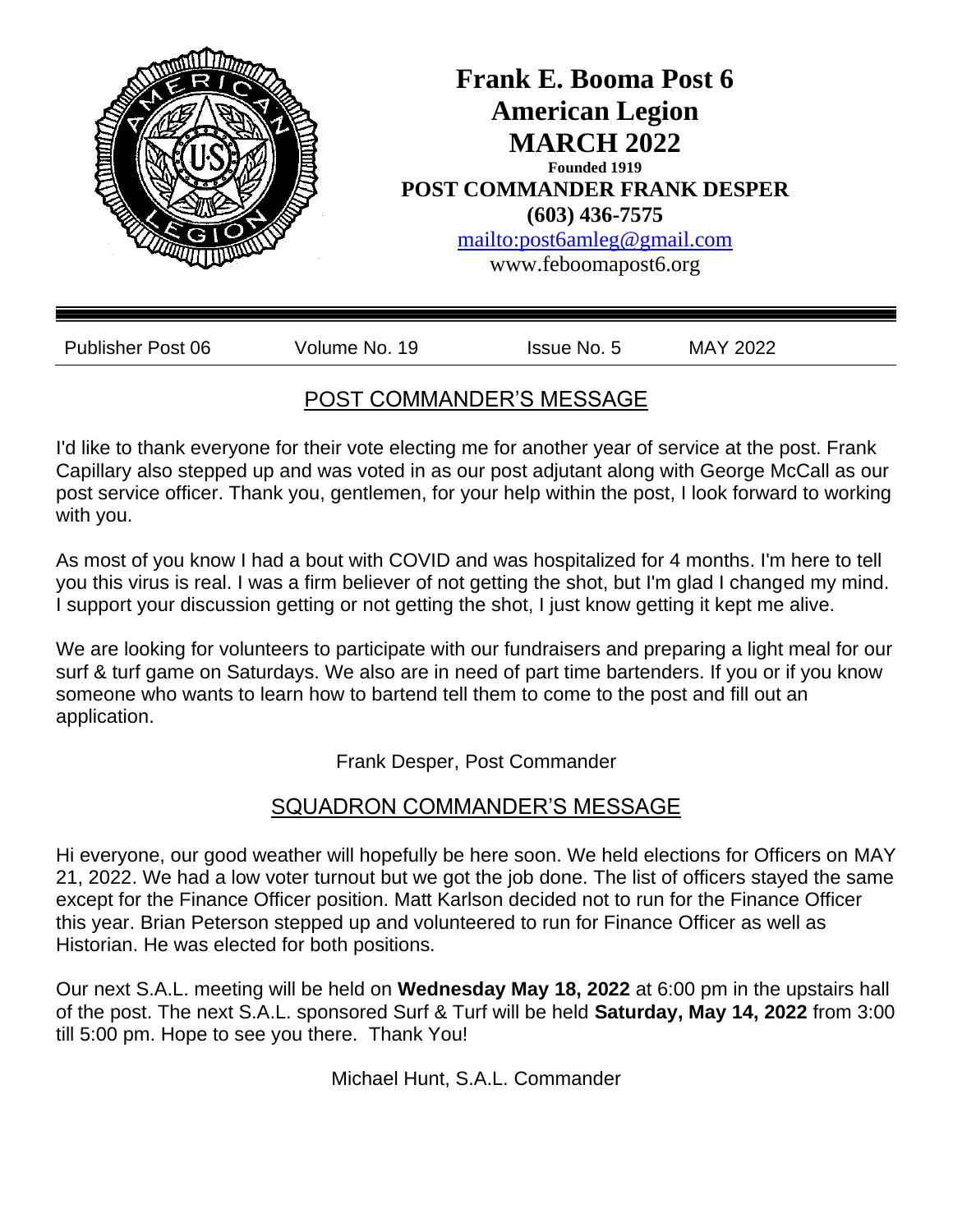# Frank E. Booma Post 6
# American Legion
# MARCH 2022

**Founded 1919**

**POST COMMANDER FRANK DESPER**

**(603) 436-7575**

mailto:post6amleg@gmail.com

www.feboomapost6.org

| Publisher Post 06 | Volume No. 19 | Issue No. 5 | MAY 2022 |
|---|---|---|---|

## POST COMMANDER'S MESSAGE

I'd like to thank everyone for their vote electing me for another year of service at the post. Frank Capillary also stepped up and was voted in as our post adjutant along with George McCall as our post service officer. Thank you, gentlemen, for your help within the post, I look forward to working with you.

As most of you know I had a bout with COVID and was hospitalized for 4 months. I'm here to tell you this virus is real. I was a firm believer of not getting the shot, but I'm glad I changed my mind. I support your discussion getting or not getting the shot, I just know getting it kept me alive.

We are looking for volunteers to participate with our fundraisers and preparing a light meal for our surf & turf game on Saturdays. We also are in need of part time bartenders. If you or if you know someone who wants to learn how to bartend tell them to come to the post and fill out an application.

Frank Desper, Post Commander

## SQUADRON COMMANDER'S MESSAGE

Hi everyone, our good weather will hopefully be here soon. We held elections for Officers on MAY 21, 2022. We had a low voter turnout but we got the job done. The list of officers stayed the same except for the Finance Officer position. Matt Karlson decided not to run for the Finance Officer this year. Brian Peterson stepped up and volunteered to run for Finance Officer as well as Historian. He was elected for both positions.

Our next S.A.L. meeting will be held on **Wednesday May 18, 2022** at 6:00 pm in the upstairs hall of the post. The next S.A.L. sponsored Surf & Turf will be held **Saturday, May 14, 2022** from 3:00 till 5:00 pm. Hope to see you there. Thank You!

Michael Hunt, S.A.L. Commander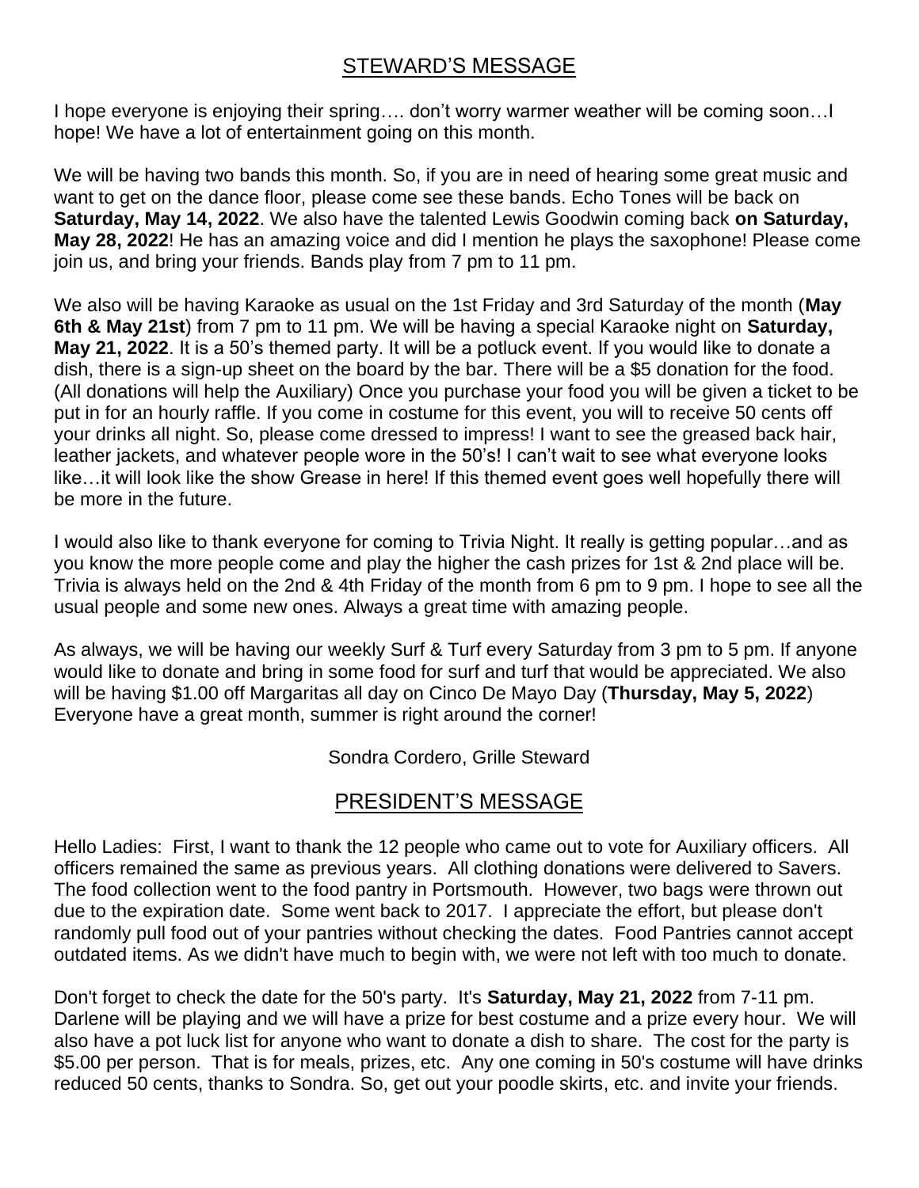## STEWARD'S MESSAGE

I hope everyone is enjoying their spring…. don't worry warmer weather will be coming soon…I hope! We have a lot of entertainment going on this month.

We will be having two bands this month. So, if you are in need of hearing some great music and want to get on the dance floor, please come see these bands. Echo Tones will be back on **Saturday, May 14, 2022**. We also have the talented Lewis Goodwin coming back **on Saturday, May 28, 2022**! He has an amazing voice and did I mention he plays the saxophone! Please come join us, and bring your friends. Bands play from 7 pm to 11 pm.

We also will be having Karaoke as usual on the 1st Friday and 3rd Saturday of the month (**May 6th & May 21st**) from 7 pm to 11 pm. We will be having a special Karaoke night on **Saturday, May 21, 2022**. It is a 50's themed party. It will be a potluck event. If you would like to donate a dish, there is a sign-up sheet on the board by the bar. There will be a $5 donation for the food. (All donations will help the Auxiliary) Once you purchase your food you will be given a ticket to be put in for an hourly raffle. If you come in costume for this event, you will to receive 50 cents off your drinks all night. So, please come dressed to impress! I want to see the greased back hair, leather jackets, and whatever people wore in the 50's! I can't wait to see what everyone looks like…it will look like the show Grease in here! If this themed event goes well hopefully there will be more in the future.

I would also like to thank everyone for coming to Trivia Night. It really is getting popular…and as you know the more people come and play the higher the cash prizes for 1st & 2nd place will be. Trivia is always held on the 2nd & 4th Friday of the month from 6 pm to 9 pm. I hope to see all the usual people and some new ones. Always a great time with amazing people.

As always, we will be having our weekly Surf & Turf every Saturday from 3 pm to 5 pm. If anyone would like to donate and bring in some food for surf and turf that would be appreciated. We also will be having $1.00 off Margaritas all day on Cinco De Mayo Day (**Thursday, May 5, 2022**) Everyone have a great month, summer is right around the corner!

Sondra Cordero, Grille Steward

## PRESIDENT'S MESSAGE

Hello Ladies: First, I want to thank the 12 people who came out to vote for Auxiliary officers. All officers remained the same as previous years. All clothing donations were delivered to Savers. The food collection went to the food pantry in Portsmouth. However, two bags were thrown out due to the expiration date. Some went back to 2017. I appreciate the effort, but please don't randomly pull food out of your pantries without checking the dates. Food Pantries cannot accept outdated items. As we didn't have much to begin with, we were not left with too much to donate.

Don't forget to check the date for the 50's party. It's **Saturday, May 21, 2022** from 7-11 pm. Darlene will be playing and we will have a prize for best costume and a prize every hour. We will also have a pot luck list for anyone who want to donate a dish to share. The cost for the party is $5.00 per person. That is for meals, prizes, etc. Any one coming in 50's costume will have drinks reduced 50 cents, thanks to Sondra. So, get out your poodle skirts, etc. and invite your friends.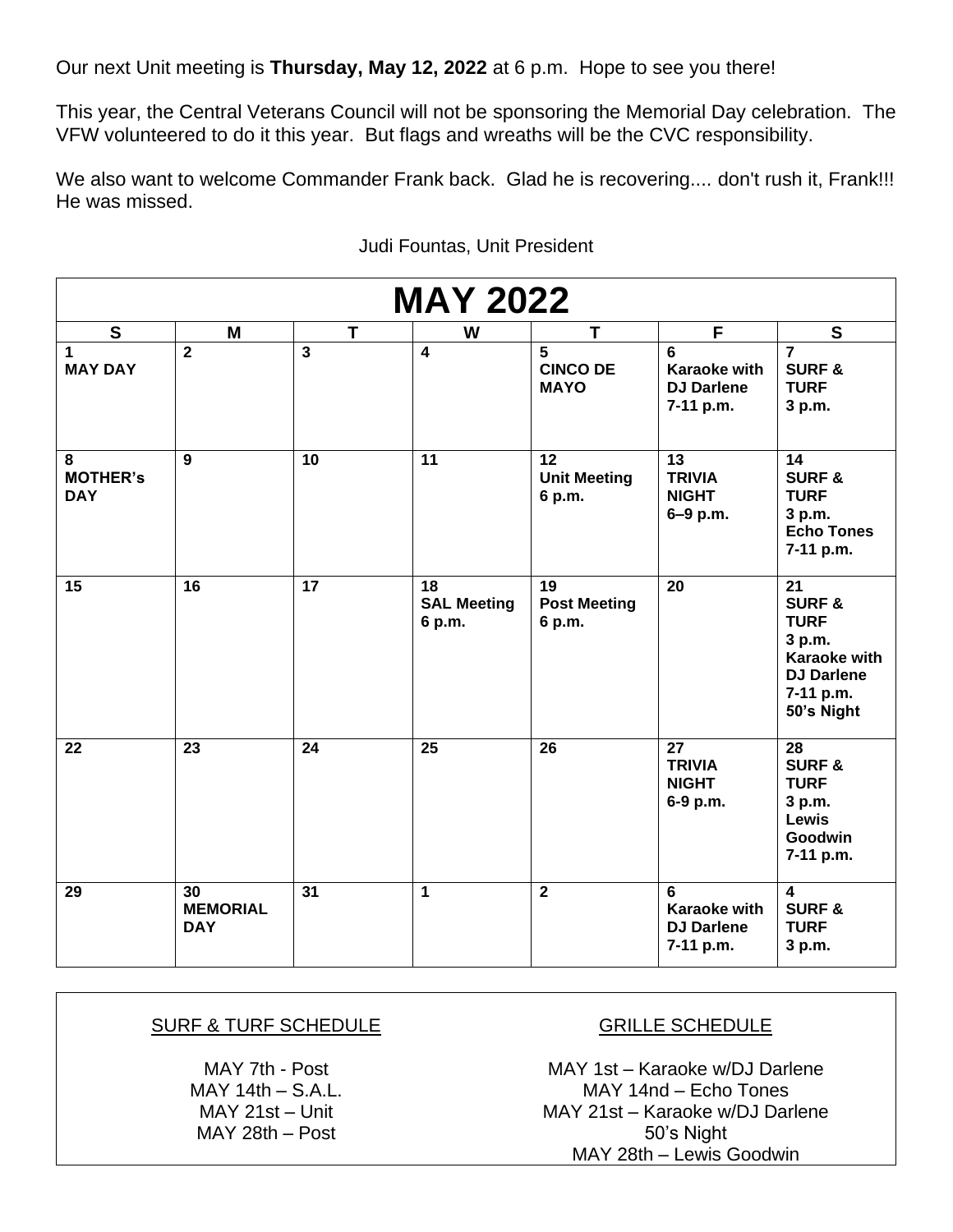Our next Unit meeting is **Thursday, May 12, 2022** at 6 p.m. Hope to see you there!

This year, the Central Veterans Council will not be sponsoring the Memorial Day celebration. The VFW volunteered to do it this year. But flags and wreaths will be the CVC responsibility.

We also want to welcome Commander Frank back. Glad he is recovering.... don't rush it, Frank!!! He was missed.

Judi Fountas, Unit President

| MAY 2022 | | | | | | |
|---|---|---|---|---|---|---|
| **S** | **M** | **T** | **W** | **T** | **F** | **S** |
| **1** **MAY DAY** | **2** | **3** | **4** | **5** **CINCO DE MAYO** | **6** **Karaoke with DJ Darlene 7-11 p.m.** | **7** **SURF & TURF 3 p.m.** |
| **8** **MOTHER's DAY** | **9** | **10** | **11** | **12** **Unit Meeting 6 p.m.** | **13** **TRIVIA NIGHT 6–9 p.m.** | **14** **SURF & TURF 3 p.m. Echo Tones 7-11 p.m.** |
| **15** | **16** | **17** | **18** **SAL Meeting 6 p.m.** | **19** **Post Meeting 6 p.m.** | **20** | **21** **SURF & TURF 3 p.m. Karaoke with DJ Darlene 7-11 p.m. 50's Night** |
| **22** | **23** | **24** | **25** | **26** | **27** **TRIVIA NIGHT 6-9 p.m.** | **28** **SURF & TURF 3 p.m. Lewis Goodwin 7-11 p.m.** |
| **29** | **30** **MEMORIAL DAY** | **31** | **1** | **2** | **6** **Karaoke with DJ Darlene 7-11 p.m.** | **4** **SURF & TURF 3 p.m.** |

<u>SURF & TURF SCHEDULE</u>

MAY 7th - Post
MAY 14th – S.A.L.
MAY 21st – Unit
MAY 28th – Post

<u>GRILLE SCHEDULE</u>

MAY 1st – Karaoke w/DJ Darlene
MAY 14nd – Echo Tones
MAY 21st – Karaoke w/DJ Darlene
50's Night
MAY 28th – Lewis Goodwin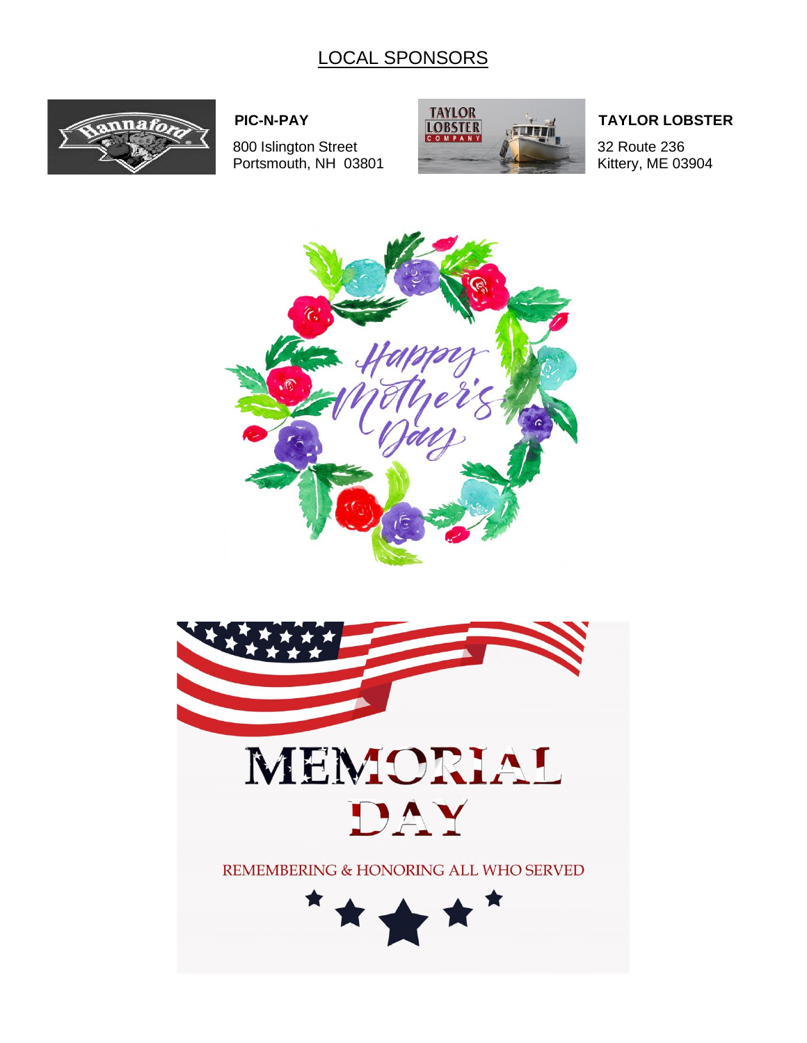## LOCAL SPONSORS

**PIC-N-PAY**
800 Islington Street
Portsmouth, NH 03801

**TAYLOR LOBSTER**
32 Route 236
Kittery, ME 03904

Happy Mother's Day

MEMORIAL DAY

REMEMBERING & HONORING ALL WHO SERVED